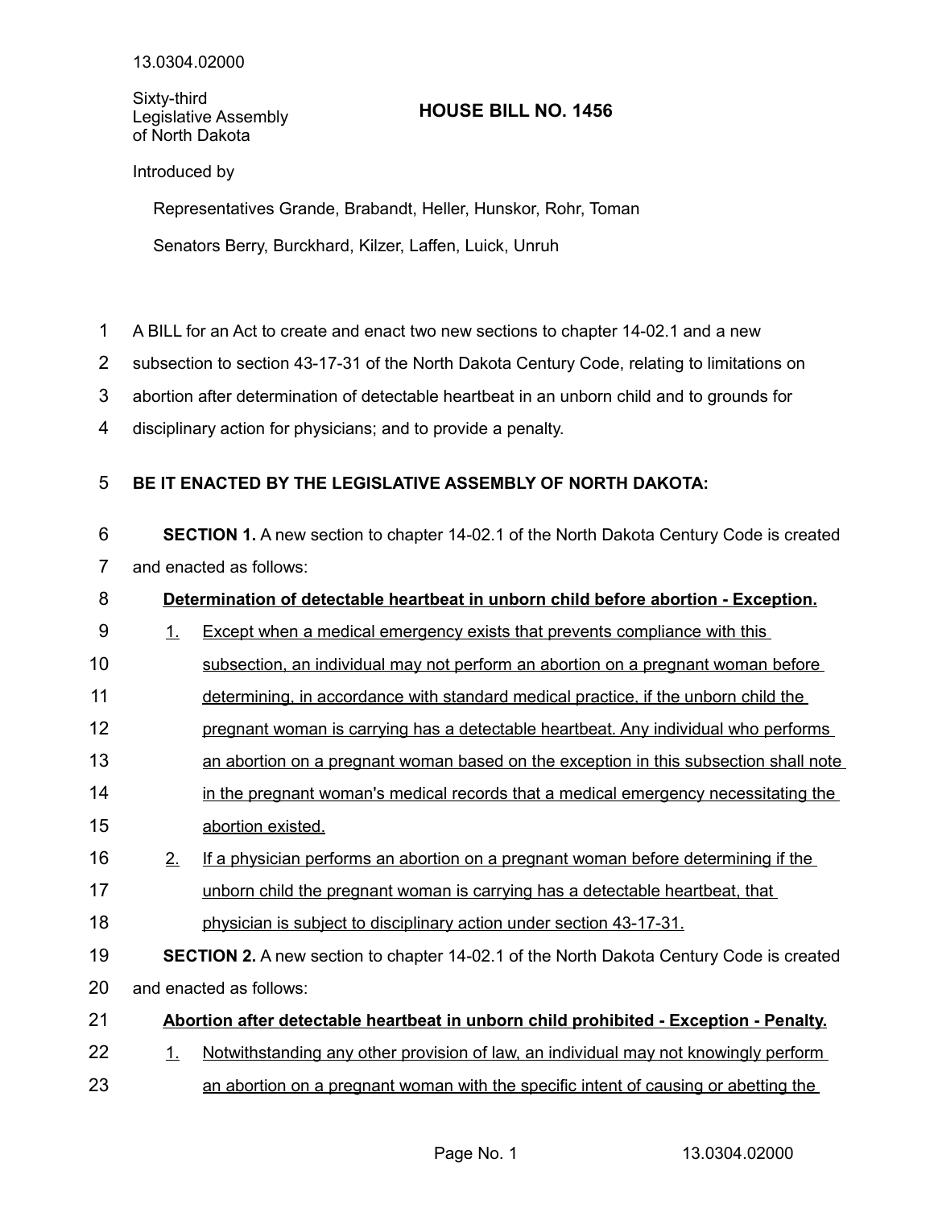13.0304.02000

Sixty-third Legislative Assembly of North Dakota

# HOUSE BILL NO. 1456

Introduced by

Representatives Grande, Brabandt, Heller, Hunskor, Rohr, Toman

Senators Berry, Burckhard, Kilzer, Laffen, Luick, Unruh

A BILL for an Act to create and enact two new sections to chapter 14-02.1 and a new subsection to section 43-17-31 of the North Dakota Century Code, relating to limitations on abortion after determination of detectable heartbeat in an unborn child and to grounds for disciplinary action for physicians; and to provide a penalty.

**BE IT ENACTED BY THE LEGISLATIVE ASSEMBLY OF NORTH DAKOTA:**

**SECTION 1.** A new section to chapter 14-02.1 of the North Dakota Century Code is created and enacted as follows:

**Determination of detectable heartbeat in unborn child before abortion - Exception.**

1. Except when a medical emergency exists that prevents compliance with this subsection, an individual may not perform an abortion on a pregnant woman before determining, in accordance with standard medical practice, if the unborn child the pregnant woman is carrying has a detectable heartbeat. Any individual who performs an abortion on a pregnant woman based on the exception in this subsection shall note in the pregnant woman's medical records that a medical emergency necessitating the abortion existed.
2. If a physician performs an abortion on a pregnant woman before determining if the unborn child the pregnant woman is carrying has a detectable heartbeat, that physician is subject to disciplinary action under section 43-17-31.

**SECTION 2.** A new section to chapter 14-02.1 of the North Dakota Century Code is created and enacted as follows:

**Abortion after detectable heartbeat in unborn child prohibited - Exception - Penalty.**

1. Notwithstanding any other provision of law, an individual may not knowingly perform an abortion on a pregnant woman with the specific intent of causing or abetting the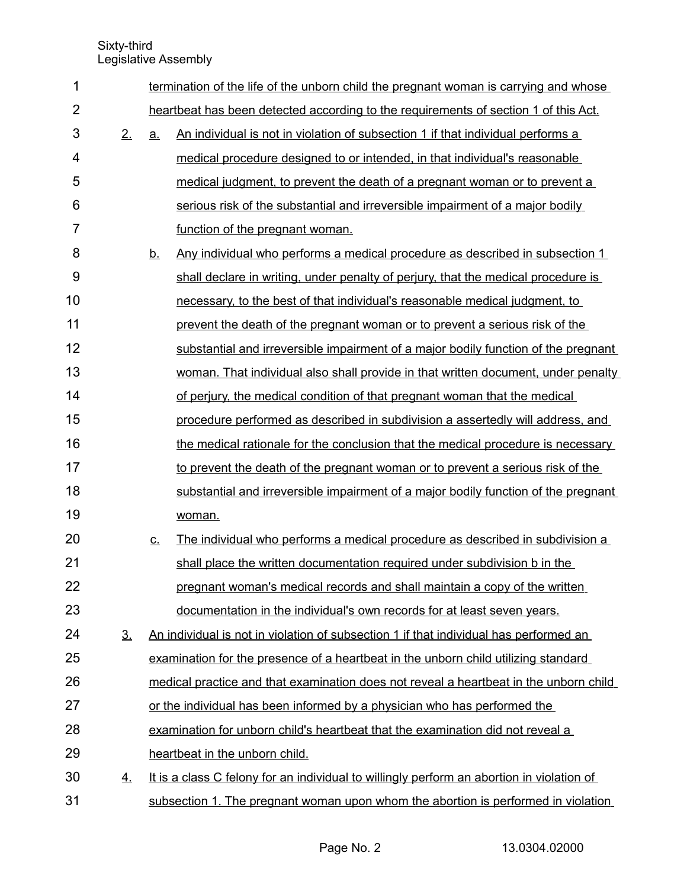termination of the life of the unborn child the pregnant woman is carrying and whose heartbeat has been detected according to the requirements of section 1 of this Act.

2. a. An individual is not in violation of subsection 1 if that individual performs a medical procedure designed to or intended, in that individual's reasonable medical judgment, to prevent the death of a pregnant woman or to prevent a serious risk of the substantial and irreversible impairment of a major bodily function of the pregnant woman.

   b. Any individual who performs a medical procedure as described in subsection 1 shall declare in writing, under penalty of perjury, that the medical procedure is necessary, to the best of that individual's reasonable medical judgment, to prevent the death of the pregnant woman or to prevent a serious risk of the substantial and irreversible impairment of a major bodily function of the pregnant woman. That individual also shall provide in that written document, under penalty of perjury, the medical condition of that pregnant woman that the medical procedure performed as described in subdivision a assertedly will address, and the medical rationale for the conclusion that the medical procedure is necessary to prevent the death of the pregnant woman or to prevent a serious risk of the substantial and irreversible impairment of a major bodily function of the pregnant woman.

   c. The individual who performs a medical procedure as described in subdivision a shall place the written documentation required under subdivision b in the pregnant woman's medical records and shall maintain a copy of the written documentation in the individual's own records for at least seven years.

3. An individual is not in violation of subsection 1 if that individual has performed an examination for the presence of a heartbeat in the unborn child utilizing standard medical practice and that examination does not reveal a heartbeat in the unborn child or the individual has been informed by a physician who has performed the examination for unborn child's heartbeat that the examination did not reveal a heartbeat in the unborn child.

4. It is a class C felony for an individual to willingly perform an abortion in violation of subsection 1. The pregnant woman upon whom the abortion is performed in violation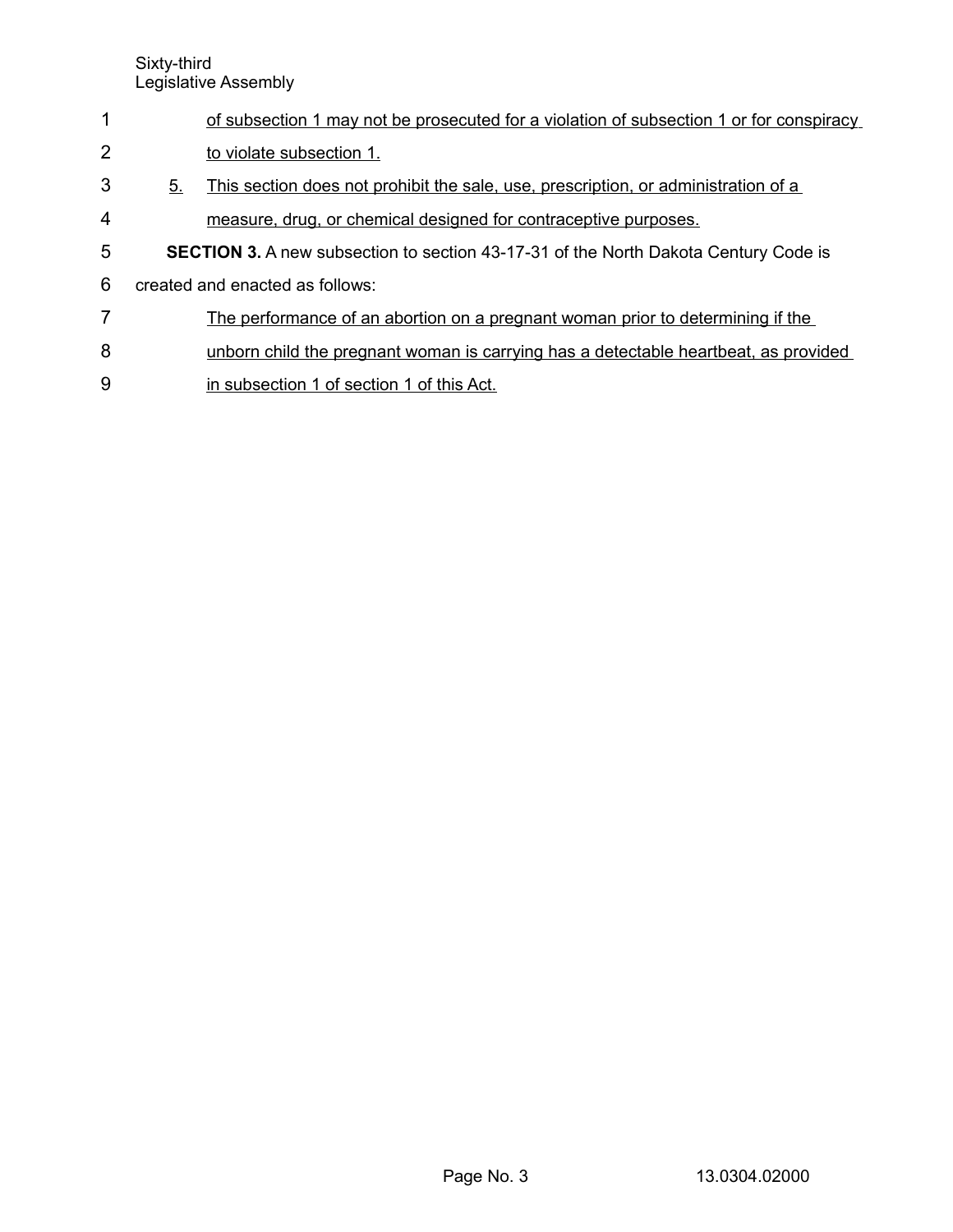of subsection 1 may not be prosecuted for a violation of subsection 1 or for conspiracy to violate subsection 1.

5. This section does not prohibit the sale, use, prescription, or administration of a measure, drug, or chemical designed for contraceptive purposes.

**SECTION 3.** A new subsection to section 43-17-31 of the North Dakota Century Code is created and enacted as follows:

The performance of an abortion on a pregnant woman prior to determining if the unborn child the pregnant woman is carrying has a detectable heartbeat, as provided in subsection 1 of section 1 of this Act.